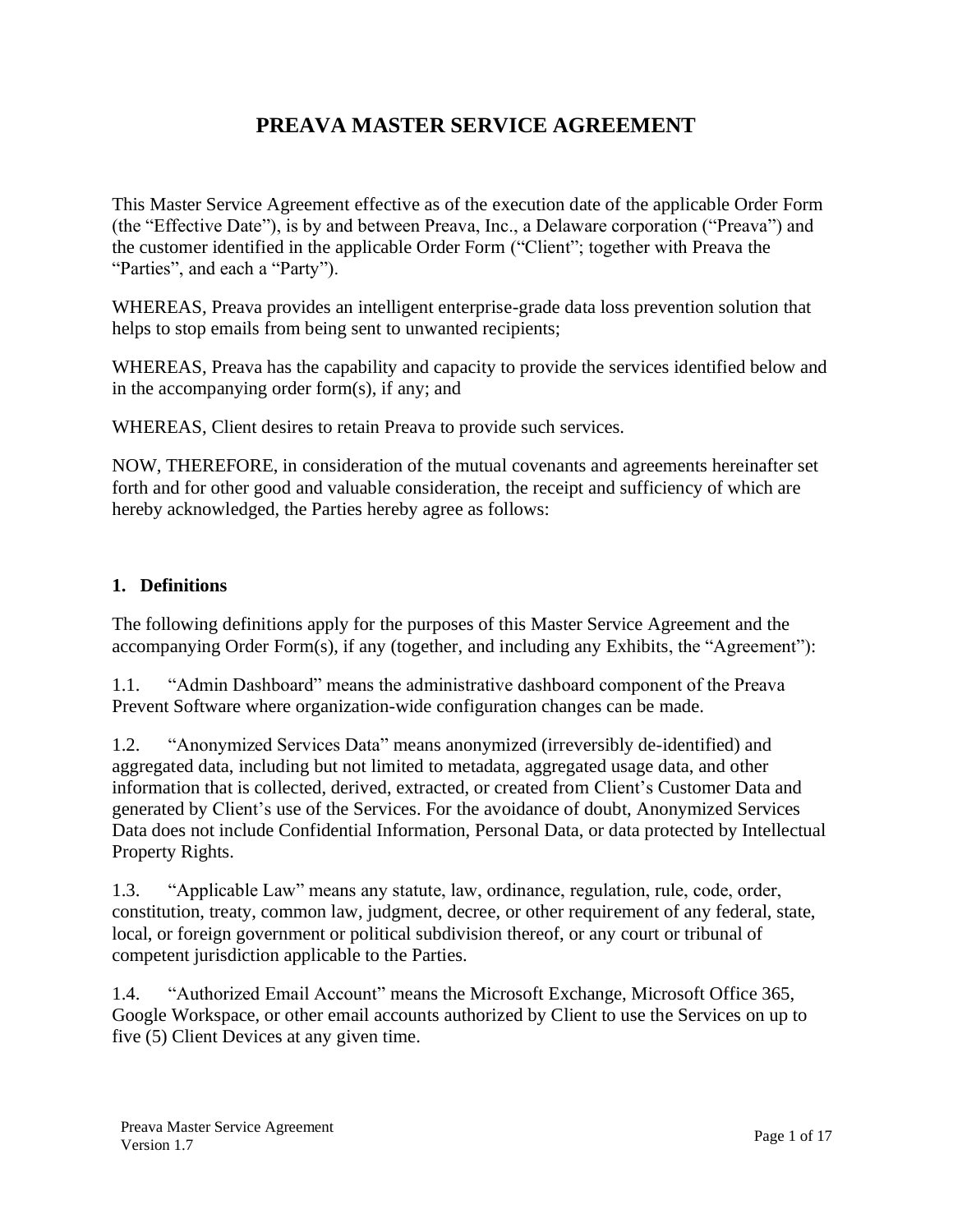# PREAVA MASTER SERVICE AGREEMENT

This Master Service Agreement effective as of the execution date of the applicable Order Form (the "Effective Date"), is by and between Preava, Inc., a Delaware corporation ("Preava") and the customer identified in the applicable Order Form ("Client"; together with Preava the "Parties", and each a "Party").

WHEREAS, Preava provides an intelligent enterprise-grade data loss prevention solution that helps to stop emails from being sent to unwanted recipients;

WHEREAS, Preava has the capability and capacity to provide the services identified below and in the accompanying order form(s), if any; and

WHEREAS, Client desires to retain Preava to provide such services.

NOW, THEREFORE, in consideration of the mutual covenants and agreements hereinafter set forth and for other good and valuable consideration, the receipt and sufficiency of which are hereby acknowledged, the Parties hereby agree as follows:

## 1. Definitions

The following definitions apply for the purposes of this Master Service Agreement and the accompanying Order Form(s), if any (together, and including any Exhibits, the "Agreement"):

1.1. "Admin Dashboard" means the administrative dashboard component of the Preava Prevent Software where organization-wide configuration changes can be made.

1.2. "Anonymized Services Data" means anonymized (irreversibly de-identified) and aggregated data, including but not limited to metadata, aggregated usage data, and other information that is collected, derived, extracted, or created from Client's Customer Data and generated by Client's use of the Services. For the avoidance of doubt, Anonymized Services Data does not include Confidential Information, Personal Data, or data protected by Intellectual Property Rights.

1.3. "Applicable Law" means any statute, law, ordinance, regulation, rule, code, order, constitution, treaty, common law, judgment, decree, or other requirement of any federal, state, local, or foreign government or political subdivision thereof, or any court or tribunal of competent jurisdiction applicable to the Parties.

1.4. "Authorized Email Account" means the Microsoft Exchange, Microsoft Office 365, Google Workspace, or other email accounts authorized by Client to use the Services on up to five (5) Client Devices at any given time.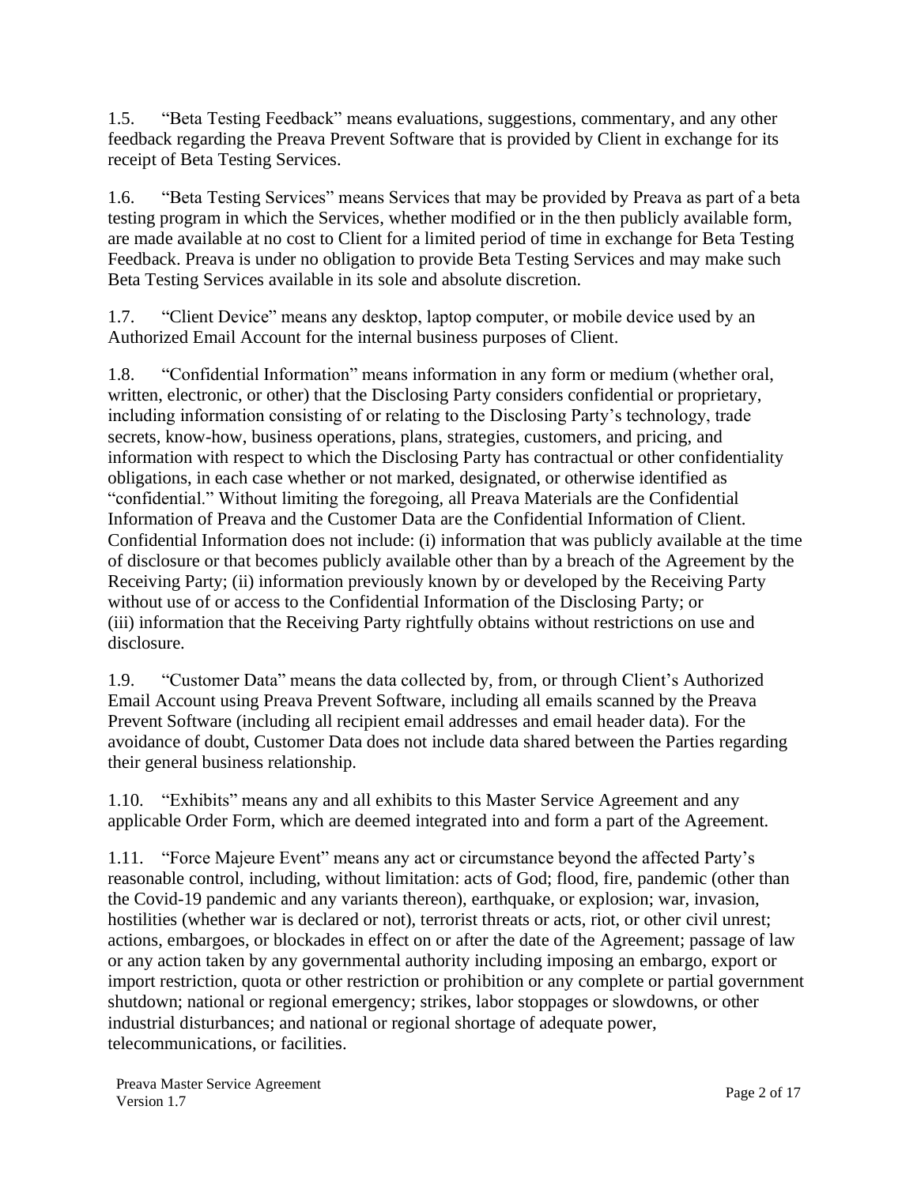1.5. "Beta Testing Feedback" means evaluations, suggestions, commentary, and any other feedback regarding the Preava Prevent Software that is provided by Client in exchange for its receipt of Beta Testing Services.

1.6. "Beta Testing Services" means Services that may be provided by Preava as part of a beta testing program in which the Services, whether modified or in the then publicly available form, are made available at no cost to Client for a limited period of time in exchange for Beta Testing Feedback. Preava is under no obligation to provide Beta Testing Services and may make such Beta Testing Services available in its sole and absolute discretion.

1.7. "Client Device" means any desktop, laptop computer, or mobile device used by an Authorized Email Account for the internal business purposes of Client.

1.8. "Confidential Information" means information in any form or medium (whether oral, written, electronic, or other) that the Disclosing Party considers confidential or proprietary, including information consisting of or relating to the Disclosing Party's technology, trade secrets, know-how, business operations, plans, strategies, customers, and pricing, and information with respect to which the Disclosing Party has contractual or other confidentiality obligations, in each case whether or not marked, designated, or otherwise identified as "confidential." Without limiting the foregoing, all Preava Materials are the Confidential Information of Preava and the Customer Data are the Confidential Information of Client. Confidential Information does not include: (i) information that was publicly available at the time of disclosure or that becomes publicly available other than by a breach of the Agreement by the Receiving Party; (ii) information previously known by or developed by the Receiving Party without use of or access to the Confidential Information of the Disclosing Party; or (iii) information that the Receiving Party rightfully obtains without restrictions on use and disclosure.

1.9. "Customer Data" means the data collected by, from, or through Client's Authorized Email Account using Preava Prevent Software, including all emails scanned by the Preava Prevent Software (including all recipient email addresses and email header data). For the avoidance of doubt, Customer Data does not include data shared between the Parties regarding their general business relationship.

1.10. "Exhibits" means any and all exhibits to this Master Service Agreement and any applicable Order Form, which are deemed integrated into and form a part of the Agreement.

1.11. "Force Majeure Event" means any act or circumstance beyond the affected Party's reasonable control, including, without limitation: acts of God; flood, fire, pandemic (other than the Covid-19 pandemic and any variants thereon), earthquake, or explosion; war, invasion, hostilities (whether war is declared or not), terrorist threats or acts, riot, or other civil unrest; actions, embargoes, or blockades in effect on or after the date of the Agreement; passage of law or any action taken by any governmental authority including imposing an embargo, export or import restriction, quota or other restriction or prohibition or any complete or partial government shutdown; national or regional emergency; strikes, labor stoppages or slowdowns, or other industrial disturbances; and national or regional shortage of adequate power, telecommunications, or facilities.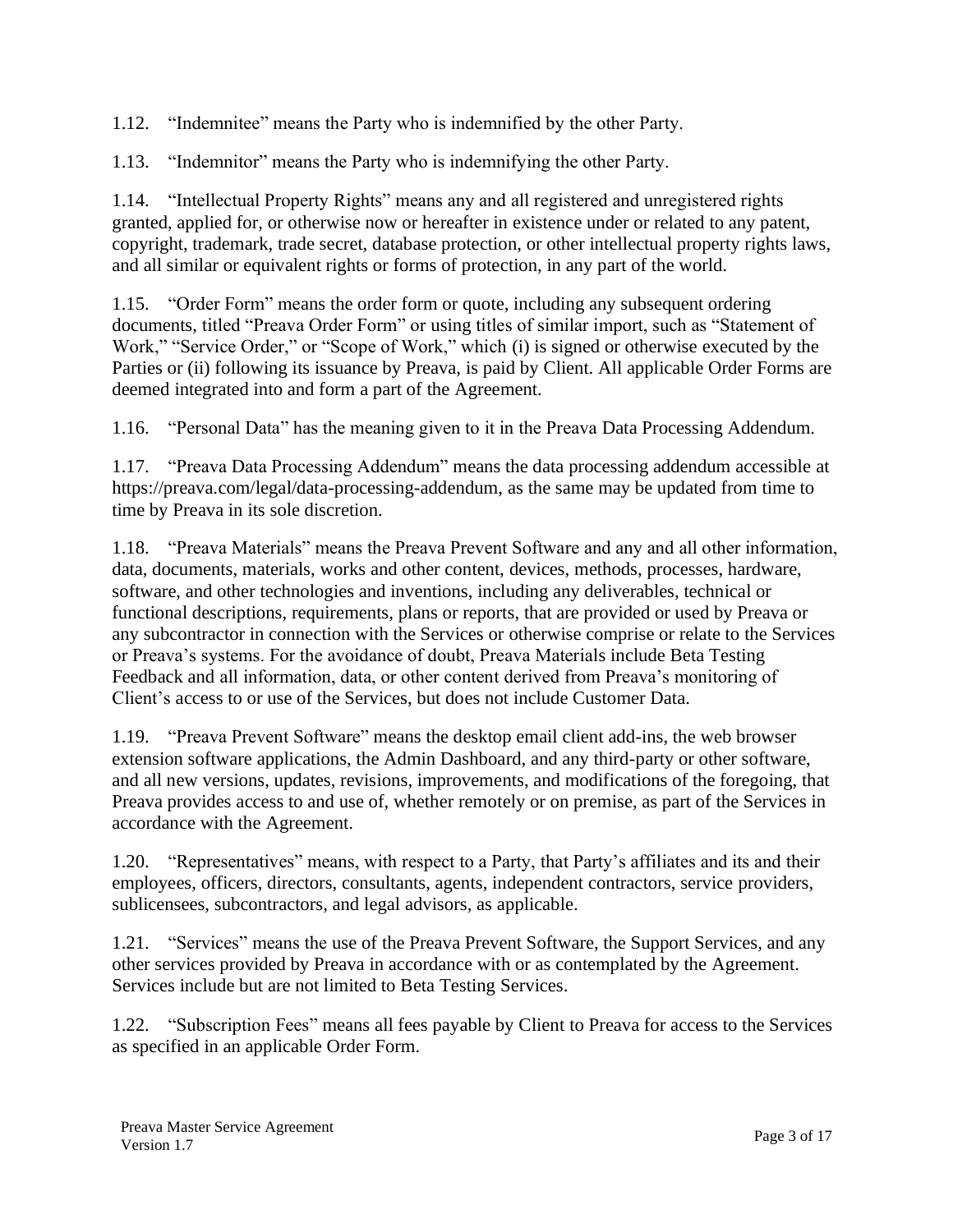1.12. “Indemnitee” means the Party who is indemnified by the other Party.

1.13. “Indemnitor” means the Party who is indemnifying the other Party.

1.14. “Intellectual Property Rights” means any and all registered and unregistered rights granted, applied for, or otherwise now or hereafter in existence under or related to any patent, copyright, trademark, trade secret, database protection, or other intellectual property rights laws, and all similar or equivalent rights or forms of protection, in any part of the world.

1.15. “Order Form” means the order form or quote, including any subsequent ordering documents, titled “Preava Order Form” or using titles of similar import, such as “Statement of Work,” “Service Order,” or “Scope of Work,” which (i) is signed or otherwise executed by the Parties or (ii) following its issuance by Preava, is paid by Client. All applicable Order Forms are deemed integrated into and form a part of the Agreement.

1.16. “Personal Data” has the meaning given to it in the Preava Data Processing Addendum.

1.17. “Preava Data Processing Addendum” means the data processing addendum accessible at https://preava.com/legal/data-processing-addendum, as the same may be updated from time to time by Preava in its sole discretion.

1.18. “Preava Materials” means the Preava Prevent Software and any and all other information, data, documents, materials, works and other content, devices, methods, processes, hardware, software, and other technologies and inventions, including any deliverables, technical or functional descriptions, requirements, plans or reports, that are provided or used by Preava or any subcontractor in connection with the Services or otherwise comprise or relate to the Services or Preava’s systems. For the avoidance of doubt, Preava Materials include Beta Testing Feedback and all information, data, or other content derived from Preava’s monitoring of Client’s access to or use of the Services, but does not include Customer Data.

1.19. “Preava Prevent Software” means the desktop email client add-ins, the web browser extension software applications, the Admin Dashboard, and any third-party or other software, and all new versions, updates, revisions, improvements, and modifications of the foregoing, that Preava provides access to and use of, whether remotely or on premise, as part of the Services in accordance with the Agreement.

1.20. “Representatives” means, with respect to a Party, that Party’s affiliates and its and their employees, officers, directors, consultants, agents, independent contractors, service providers, sublicensees, subcontractors, and legal advisors, as applicable.

1.21. “Services” means the use of the Preava Prevent Software, the Support Services, and any other services provided by Preava in accordance with or as contemplated by the Agreement. Services include but are not limited to Beta Testing Services.

1.22. “Subscription Fees” means all fees payable by Client to Preava for access to the Services as specified in an applicable Order Form.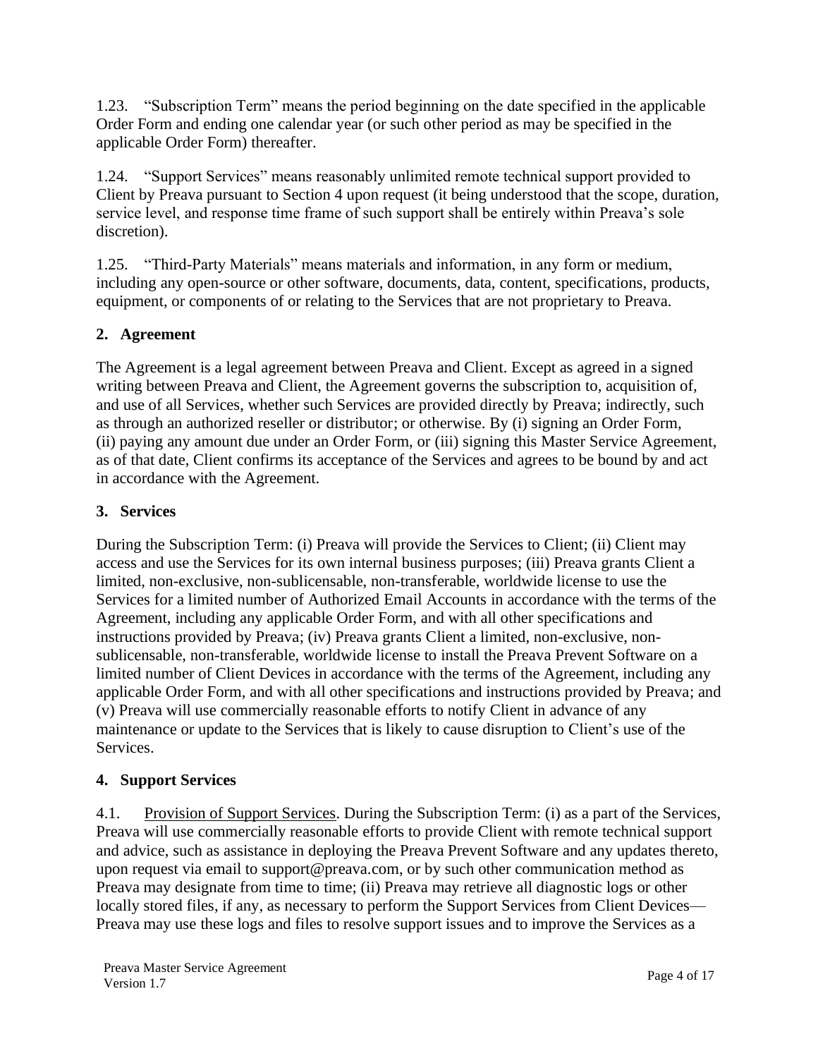1.23. “Subscription Term” means the period beginning on the date specified in the applicable Order Form and ending one calendar year (or such other period as may be specified in the applicable Order Form) thereafter.

1.24. “Support Services” means reasonably unlimited remote technical support provided to Client by Preava pursuant to Section 4 upon request (it being understood that the scope, duration, service level, and response time frame of such support shall be entirely within Preava’s sole discretion).

1.25. “Third-Party Materials” means materials and information, in any form or medium, including any open-source or other software, documents, data, content, specifications, products, equipment, or components of or relating to the Services that are not proprietary to Preava.

## 2. Agreement

The Agreement is a legal agreement between Preava and Client. Except as agreed in a signed writing between Preava and Client, the Agreement governs the subscription to, acquisition of, and use of all Services, whether such Services are provided directly by Preava; indirectly, such as through an authorized reseller or distributor; or otherwise. By (i) signing an Order Form, (ii) paying any amount due under an Order Form, or (iii) signing this Master Service Agreement, as of that date, Client confirms its acceptance of the Services and agrees to be bound by and act in accordance with the Agreement.

## 3. Services

During the Subscription Term: (i) Preava will provide the Services to Client; (ii) Client may access and use the Services for its own internal business purposes; (iii) Preava grants Client a limited, non-exclusive, non-sublicensable, non-transferable, worldwide license to use the Services for a limited number of Authorized Email Accounts in accordance with the terms of the Agreement, including any applicable Order Form, and with all other specifications and instructions provided by Preava; (iv) Preava grants Client a limited, non-exclusive, non-sublicensable, non-transferable, worldwide license to install the Preava Prevent Software on a limited number of Client Devices in accordance with the terms of the Agreement, including any applicable Order Form, and with all other specifications and instructions provided by Preava; and (v) Preava will use commercially reasonable efforts to notify Client in advance of any maintenance or update to the Services that is likely to cause disruption to Client’s use of the Services.

## 4. Support Services

4.1. Provision of Support Services. During the Subscription Term: (i) as a part of the Services, Preava will use commercially reasonable efforts to provide Client with remote technical support and advice, such as assistance in deploying the Preava Prevent Software and any updates thereto, upon request via email to support@preava.com, or by such other communication method as Preava may designate from time to time; (ii) Preava may retrieve all diagnostic logs or other locally stored files, if any, as necessary to perform the Support Services from Client Devices—Preava may use these logs and files to resolve support issues and to improve the Services as a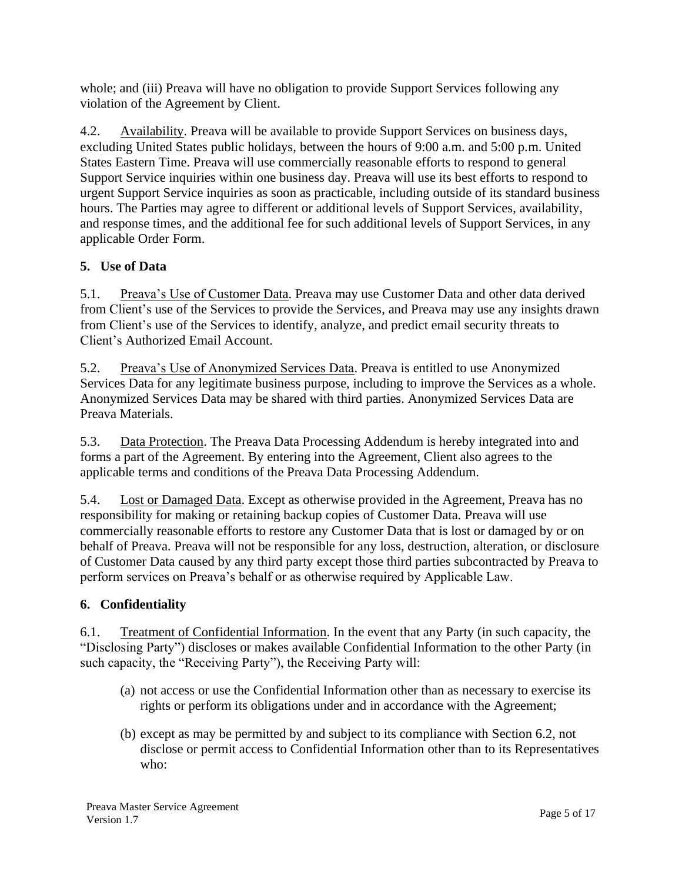whole; and (iii) Preava will have no obligation to provide Support Services following any violation of the Agreement by Client.

4.2. Availability. Preava will be available to provide Support Services on business days, excluding United States public holidays, between the hours of 9:00 a.m. and 5:00 p.m. United States Eastern Time. Preava will use commercially reasonable efforts to respond to general Support Service inquiries within one business day. Preava will use its best efforts to respond to urgent Support Service inquiries as soon as practicable, including outside of its standard business hours. The Parties may agree to different or additional levels of Support Services, availability, and response times, and the additional fee for such additional levels of Support Services, in any applicable Order Form.

## 5. Use of Data

5.1. Preava's Use of Customer Data. Preava may use Customer Data and other data derived from Client's use of the Services to provide the Services, and Preava may use any insights drawn from Client's use of the Services to identify, analyze, and predict email security threats to Client's Authorized Email Account.

5.2. Preava's Use of Anonymized Services Data. Preava is entitled to use Anonymized Services Data for any legitimate business purpose, including to improve the Services as a whole. Anonymized Services Data may be shared with third parties. Anonymized Services Data are Preava Materials.

5.3. Data Protection. The Preava Data Processing Addendum is hereby integrated into and forms a part of the Agreement. By entering into the Agreement, Client also agrees to the applicable terms and conditions of the Preava Data Processing Addendum.

5.4. Lost or Damaged Data. Except as otherwise provided in the Agreement, Preava has no responsibility for making or retaining backup copies of Customer Data. Preava will use commercially reasonable efforts to restore any Customer Data that is lost or damaged by or on behalf of Preava. Preava will not be responsible for any loss, destruction, alteration, or disclosure of Customer Data caused by any third party except those third parties subcontracted by Preava to perform services on Preava's behalf or as otherwise required by Applicable Law.

## 6. Confidentiality

6.1. Treatment of Confidential Information. In the event that any Party (in such capacity, the "Disclosing Party") discloses or makes available Confidential Information to the other Party (in such capacity, the "Receiving Party"), the Receiving Party will:

(a) not access or use the Confidential Information other than as necessary to exercise its rights or perform its obligations under and in accordance with the Agreement;

(b) except as may be permitted by and subject to its compliance with Section 6.2, not disclose or permit access to Confidential Information other than to its Representatives who: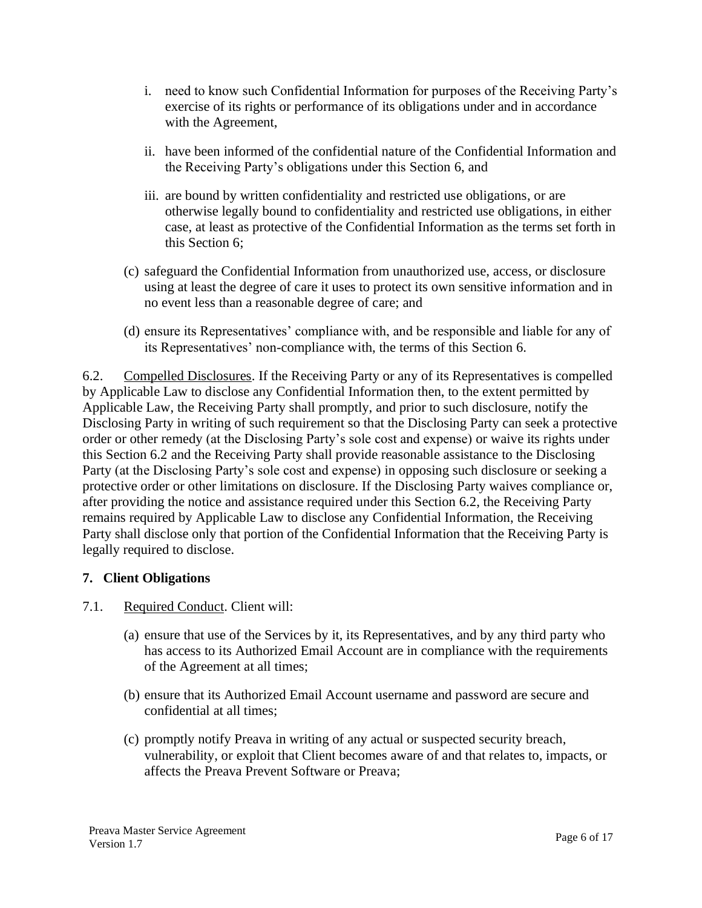i. need to know such Confidential Information for purposes of the Receiving Party's exercise of its rights or performance of its obligations under and in accordance with the Agreement,

ii. have been informed of the confidential nature of the Confidential Information and the Receiving Party's obligations under this Section 6, and

iii. are bound by written confidentiality and restricted use obligations, or are otherwise legally bound to confidentiality and restricted use obligations, in either case, at least as protective of the Confidential Information as the terms set forth in this Section 6;

(c) safeguard the Confidential Information from unauthorized use, access, or disclosure using at least the degree of care it uses to protect its own sensitive information and in no event less than a reasonable degree of care; and

(d) ensure its Representatives' compliance with, and be responsible and liable for any of its Representatives' non-compliance with, the terms of this Section 6.

6.2. <u>Compelled Disclosures</u>. If the Receiving Party or any of its Representatives is compelled by Applicable Law to disclose any Confidential Information then, to the extent permitted by Applicable Law, the Receiving Party shall promptly, and prior to such disclosure, notify the Disclosing Party in writing of such requirement so that the Disclosing Party can seek a protective order or other remedy (at the Disclosing Party's sole cost and expense) or waive its rights under this Section 6.2 and the Receiving Party shall provide reasonable assistance to the Disclosing Party (at the Disclosing Party's sole cost and expense) in opposing such disclosure or seeking a protective order or other limitations on disclosure. If the Disclosing Party waives compliance or, after providing the notice and assistance required under this Section 6.2, the Receiving Party remains required by Applicable Law to disclose any Confidential Information, the Receiving Party shall disclose only that portion of the Confidential Information that the Receiving Party is legally required to disclose.

## 7. Client Obligations

7.1. <u>Required Conduct</u>. Client will:

(a) ensure that use of the Services by it, its Representatives, and by any third party who has access to its Authorized Email Account are in compliance with the requirements of the Agreement at all times;

(b) ensure that its Authorized Email Account username and password are secure and confidential at all times;

(c) promptly notify Preava in writing of any actual or suspected security breach, vulnerability, or exploit that Client becomes aware of and that relates to, impacts, or affects the Preava Prevent Software or Preava;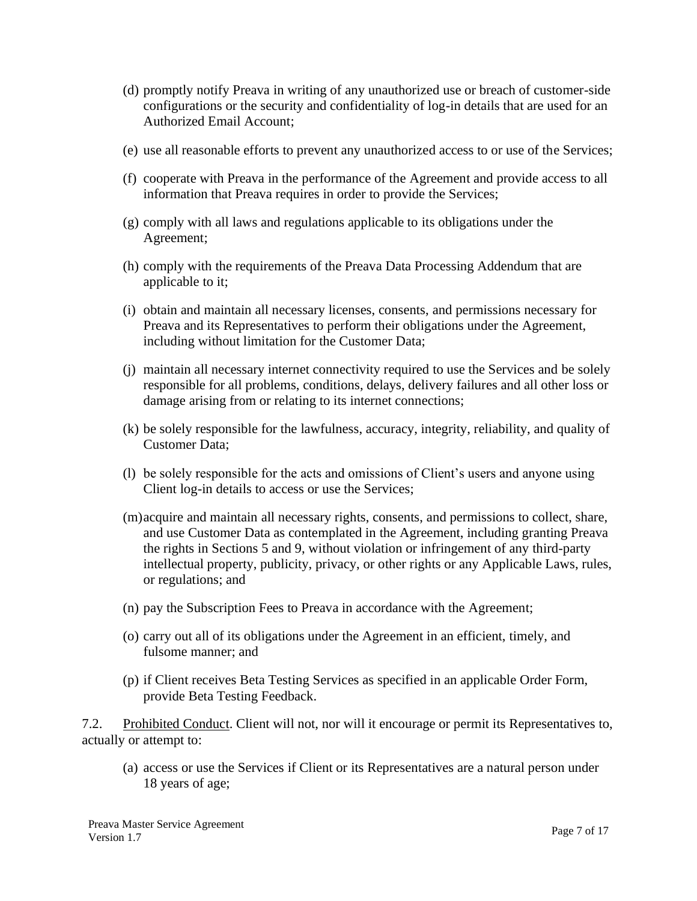(d) promptly notify Preava in writing of any unauthorized use or breach of customer-side configurations or the security and confidentiality of log-in details that are used for an Authorized Email Account;

(e) use all reasonable efforts to prevent any unauthorized access to or use of the Services;

(f) cooperate with Preava in the performance of the Agreement and provide access to all information that Preava requires in order to provide the Services;

(g) comply with all laws and regulations applicable to its obligations under the Agreement;

(h) comply with the requirements of the Preava Data Processing Addendum that are applicable to it;

(i) obtain and maintain all necessary licenses, consents, and permissions necessary for Preava and its Representatives to perform their obligations under the Agreement, including without limitation for the Customer Data;

(j) maintain all necessary internet connectivity required to use the Services and be solely responsible for all problems, conditions, delays, delivery failures and all other loss or damage arising from or relating to its internet connections;

(k) be solely responsible for the lawfulness, accuracy, integrity, reliability, and quality of Customer Data;

(l) be solely responsible for the acts and omissions of Client's users and anyone using Client log-in details to access or use the Services;

(m) acquire and maintain all necessary rights, consents, and permissions to collect, share, and use Customer Data as contemplated in the Agreement, including granting Preava the rights in Sections 5 and 9, without violation or infringement of any third-party intellectual property, publicity, privacy, or other rights or any Applicable Laws, rules, or regulations; and

(n) pay the Subscription Fees to Preava in accordance with the Agreement;

(o) carry out all of its obligations under the Agreement in an efficient, timely, and fulsome manner; and

(p) if Client receives Beta Testing Services as specified in an applicable Order Form, provide Beta Testing Feedback.

7.2. Prohibited Conduct. Client will not, nor will it encourage or permit its Representatives to, actually or attempt to:

(a) access or use the Services if Client or its Representatives are a natural person under 18 years of age;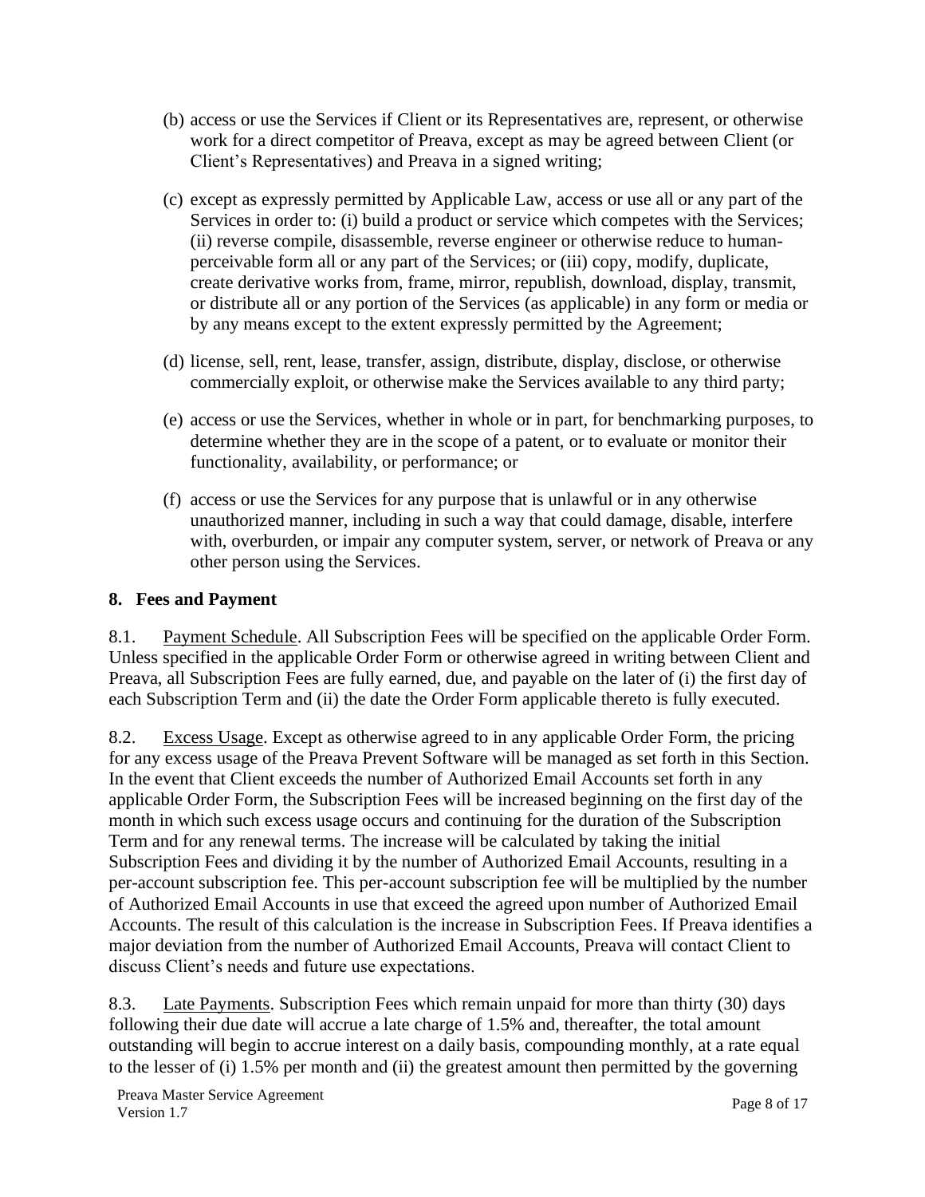(b) access or use the Services if Client or its Representatives are, represent, or otherwise work for a direct competitor of Preava, except as may be agreed between Client (or Client's Representatives) and Preava in a signed writing;

(c) except as expressly permitted by Applicable Law, access or use all or any part of the Services in order to: (i) build a product or service which competes with the Services; (ii) reverse compile, disassemble, reverse engineer or otherwise reduce to human-perceivable form all or any part of the Services; or (iii) copy, modify, duplicate, create derivative works from, frame, mirror, republish, download, display, transmit, or distribute all or any portion of the Services (as applicable) in any form or media or by any means except to the extent expressly permitted by the Agreement;

(d) license, sell, rent, lease, transfer, assign, distribute, display, disclose, or otherwise commercially exploit, or otherwise make the Services available to any third party;

(e) access or use the Services, whether in whole or in part, for benchmarking purposes, to determine whether they are in the scope of a patent, or to evaluate or monitor their functionality, availability, or performance; or

(f) access or use the Services for any purpose that is unlawful or in any otherwise unauthorized manner, including in such a way that could damage, disable, interfere with, overburden, or impair any computer system, server, or network of Preava or any other person using the Services.

## 8. Fees and Payment

8.1. Payment Schedule. All Subscription Fees will be specified on the applicable Order Form. Unless specified in the applicable Order Form or otherwise agreed in writing between Client and Preava, all Subscription Fees are fully earned, due, and payable on the later of (i) the first day of each Subscription Term and (ii) the date the Order Form applicable thereto is fully executed.

8.2. Excess Usage. Except as otherwise agreed to in any applicable Order Form, the pricing for any excess usage of the Preava Prevent Software will be managed as set forth in this Section. In the event that Client exceeds the number of Authorized Email Accounts set forth in any applicable Order Form, the Subscription Fees will be increased beginning on the first day of the month in which such excess usage occurs and continuing for the duration of the Subscription Term and for any renewal terms. The increase will be calculated by taking the initial Subscription Fees and dividing it by the number of Authorized Email Accounts, resulting in a per-account subscription fee. This per-account subscription fee will be multiplied by the number of Authorized Email Accounts in use that exceed the agreed upon number of Authorized Email Accounts. The result of this calculation is the increase in Subscription Fees. If Preava identifies a major deviation from the number of Authorized Email Accounts, Preava will contact Client to discuss Client's needs and future use expectations.

8.3. Late Payments. Subscription Fees which remain unpaid for more than thirty (30) days following their due date will accrue a late charge of 1.5% and, thereafter, the total amount outstanding will begin to accrue interest on a daily basis, compounding monthly, at a rate equal to the lesser of (i) 1.5% per month and (ii) the greatest amount then permitted by the governing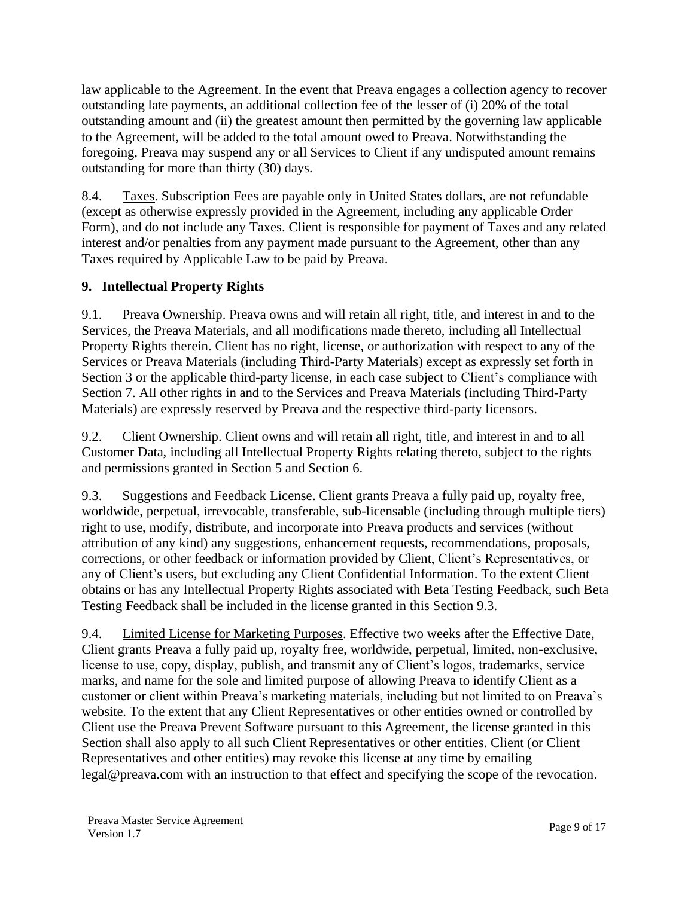law applicable to the Agreement. In the event that Preava engages a collection agency to recover outstanding late payments, an additional collection fee of the lesser of (i) 20% of the total outstanding amount and (ii) the greatest amount then permitted by the governing law applicable to the Agreement, will be added to the total amount owed to Preava. Notwithstanding the foregoing, Preava may suspend any or all Services to Client if any undisputed amount remains outstanding for more than thirty (30) days.

8.4. Taxes. Subscription Fees are payable only in United States dollars, are not refundable (except as otherwise expressly provided in the Agreement, including any applicable Order Form), and do not include any Taxes. Client is responsible for payment of Taxes and any related interest and/or penalties from any payment made pursuant to the Agreement, other than any Taxes required by Applicable Law to be paid by Preava.

## 9. Intellectual Property Rights

9.1. Preava Ownership. Preava owns and will retain all right, title, and interest in and to the Services, the Preava Materials, and all modifications made thereto, including all Intellectual Property Rights therein. Client has no right, license, or authorization with respect to any of the Services or Preava Materials (including Third-Party Materials) except as expressly set forth in Section 3 or the applicable third-party license, in each case subject to Client's compliance with Section 7. All other rights in and to the Services and Preava Materials (including Third-Party Materials) are expressly reserved by Preava and the respective third-party licensors.

9.2. Client Ownership. Client owns and will retain all right, title, and interest in and to all Customer Data, including all Intellectual Property Rights relating thereto, subject to the rights and permissions granted in Section 5 and Section 6.

9.3. Suggestions and Feedback License. Client grants Preava a fully paid up, royalty free, worldwide, perpetual, irrevocable, transferable, sub-licensable (including through multiple tiers) right to use, modify, distribute, and incorporate into Preava products and services (without attribution of any kind) any suggestions, enhancement requests, recommendations, proposals, corrections, or other feedback or information provided by Client, Client's Representatives, or any of Client's users, but excluding any Client Confidential Information. To the extent Client obtains or has any Intellectual Property Rights associated with Beta Testing Feedback, such Beta Testing Feedback shall be included in the license granted in this Section 9.3.

9.4. Limited License for Marketing Purposes. Effective two weeks after the Effective Date, Client grants Preava a fully paid up, royalty free, worldwide, perpetual, limited, non-exclusive, license to use, copy, display, publish, and transmit any of Client's logos, trademarks, service marks, and name for the sole and limited purpose of allowing Preava to identify Client as a customer or client within Preava's marketing materials, including but not limited to on Preava's website. To the extent that any Client Representatives or other entities owned or controlled by Client use the Preava Prevent Software pursuant to this Agreement, the license granted in this Section shall also apply to all such Client Representatives or other entities. Client (or Client Representatives and other entities) may revoke this license at any time by emailing legal@preava.com with an instruction to that effect and specifying the scope of the revocation.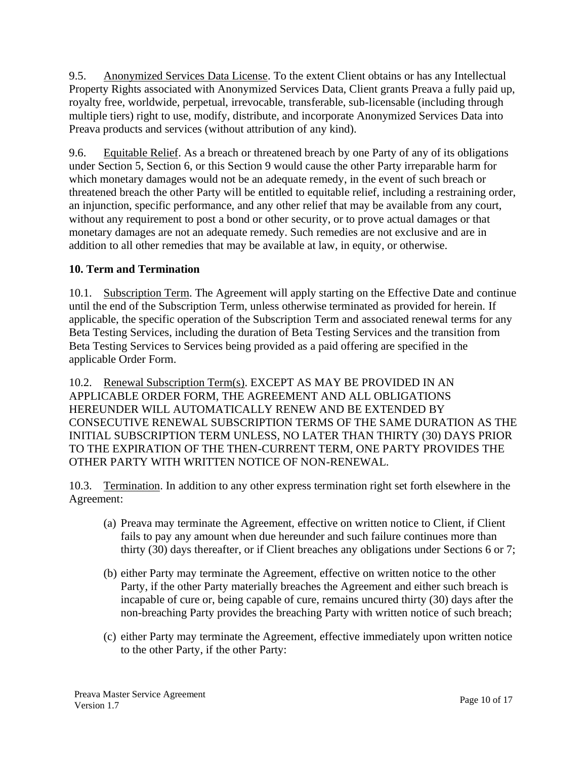9.5. Anonymized Services Data License. To the extent Client obtains or has any Intellectual Property Rights associated with Anonymized Services Data, Client grants Preava a fully paid up, royalty free, worldwide, perpetual, irrevocable, transferable, sub-licensable (including through multiple tiers) right to use, modify, distribute, and incorporate Anonymized Services Data into Preava products and services (without attribution of any kind).

9.6. Equitable Relief. As a breach or threatened breach by one Party of any of its obligations under Section 5, Section 6, or this Section 9 would cause the other Party irreparable harm for which monetary damages would not be an adequate remedy, in the event of such breach or threatened breach the other Party will be entitled to equitable relief, including a restraining order, an injunction, specific performance, and any other relief that may be available from any court, without any requirement to post a bond or other security, or to prove actual damages or that monetary damages are not an adequate remedy. Such remedies are not exclusive and are in addition to all other remedies that may be available at law, in equity, or otherwise.

## 10. Term and Termination

10.1. Subscription Term. The Agreement will apply starting on the Effective Date and continue until the end of the Subscription Term, unless otherwise terminated as provided for herein. If applicable, the specific operation of the Subscription Term and associated renewal terms for any Beta Testing Services, including the duration of Beta Testing Services and the transition from Beta Testing Services to Services being provided as a paid offering are specified in the applicable Order Form.

10.2. Renewal Subscription Term(s). EXCEPT AS MAY BE PROVIDED IN AN APPLICABLE ORDER FORM, THE AGREEMENT AND ALL OBLIGATIONS HEREUNDER WILL AUTOMATICALLY RENEW AND BE EXTENDED BY CONSECUTIVE RENEWAL SUBSCRIPTION TERMS OF THE SAME DURATION AS THE INITIAL SUBSCRIPTION TERM UNLESS, NO LATER THAN THIRTY (30) DAYS PRIOR TO THE EXPIRATION OF THE THEN-CURRENT TERM, ONE PARTY PROVIDES THE OTHER PARTY WITH WRITTEN NOTICE OF NON-RENEWAL.

10.3. Termination. In addition to any other express termination right set forth elsewhere in the Agreement:

(a) Preava may terminate the Agreement, effective on written notice to Client, if Client fails to pay any amount when due hereunder and such failure continues more than thirty (30) days thereafter, or if Client breaches any obligations under Sections 6 or 7;

(b) either Party may terminate the Agreement, effective on written notice to the other Party, if the other Party materially breaches the Agreement and either such breach is incapable of cure or, being capable of cure, remains uncured thirty (30) days after the non-breaching Party provides the breaching Party with written notice of such breach;

(c) either Party may terminate the Agreement, effective immediately upon written notice to the other Party, if the other Party: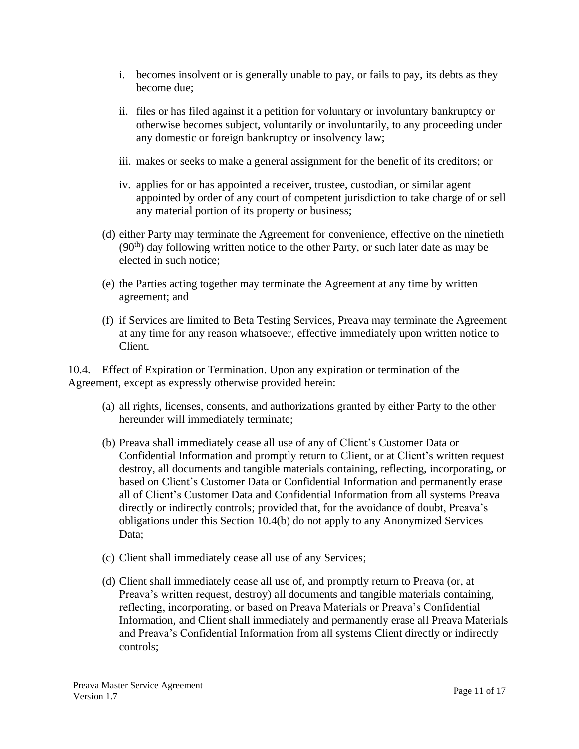i. becomes insolvent or is generally unable to pay, or fails to pay, its debts as they become due;

ii. files or has filed against it a petition for voluntary or involuntary bankruptcy or otherwise becomes subject, voluntarily or involuntarily, to any proceeding under any domestic or foreign bankruptcy or insolvency law;

iii. makes or seeks to make a general assignment for the benefit of its creditors; or

iv. applies for or has appointed a receiver, trustee, custodian, or similar agent appointed by order of any court of competent jurisdiction to take charge of or sell any material portion of its property or business;

(d) either Party may terminate the Agreement for convenience, effective on the ninetieth (90th) day following written notice to the other Party, or such later date as may be elected in such notice;

(e) the Parties acting together may terminate the Agreement at any time by written agreement; and

(f) if Services are limited to Beta Testing Services, Preava may terminate the Agreement at any time for any reason whatsoever, effective immediately upon written notice to Client.

10.4. Effect of Expiration or Termination. Upon any expiration or termination of the Agreement, except as expressly otherwise provided herein:

(a) all rights, licenses, consents, and authorizations granted by either Party to the other hereunder will immediately terminate;

(b) Preava shall immediately cease all use of any of Client's Customer Data or Confidential Information and promptly return to Client, or at Client's written request destroy, all documents and tangible materials containing, reflecting, incorporating, or based on Client's Customer Data or Confidential Information and permanently erase all of Client's Customer Data and Confidential Information from all systems Preava directly or indirectly controls; provided that, for the avoidance of doubt, Preava's obligations under this Section 10.4(b) do not apply to any Anonymized Services Data;

(c) Client shall immediately cease all use of any Services;

(d) Client shall immediately cease all use of, and promptly return to Preava (or, at Preava's written request, destroy) all documents and tangible materials containing, reflecting, incorporating, or based on Preava Materials or Preava's Confidential Information, and Client shall immediately and permanently erase all Preava Materials and Preava's Confidential Information from all systems Client directly or indirectly controls;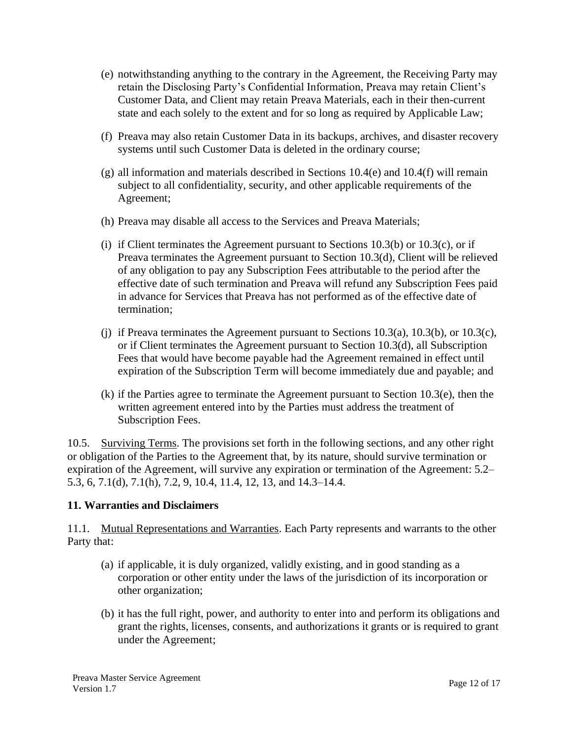(e) notwithstanding anything to the contrary in the Agreement, the Receiving Party may retain the Disclosing Party's Confidential Information, Preava may retain Client's Customer Data, and Client may retain Preava Materials, each in their then-current state and each solely to the extent and for so long as required by Applicable Law;

(f) Preava may also retain Customer Data in its backups, archives, and disaster recovery systems until such Customer Data is deleted in the ordinary course;

(g) all information and materials described in Sections 10.4(e) and 10.4(f) will remain subject to all confidentiality, security, and other applicable requirements of the Agreement;

(h) Preava may disable all access to the Services and Preava Materials;

(i) if Client terminates the Agreement pursuant to Sections 10.3(b) or 10.3(c), or if Preava terminates the Agreement pursuant to Section 10.3(d), Client will be relieved of any obligation to pay any Subscription Fees attributable to the period after the effective date of such termination and Preava will refund any Subscription Fees paid in advance for Services that Preava has not performed as of the effective date of termination;

(j) if Preava terminates the Agreement pursuant to Sections 10.3(a), 10.3(b), or 10.3(c), or if Client terminates the Agreement pursuant to Section 10.3(d), all Subscription Fees that would have become payable had the Agreement remained in effect until expiration of the Subscription Term will become immediately due and payable; and

(k) if the Parties agree to terminate the Agreement pursuant to Section 10.3(e), then the written agreement entered into by the Parties must address the treatment of Subscription Fees.

10.5. Surviving Terms. The provisions set forth in the following sections, and any other right or obligation of the Parties to the Agreement that, by its nature, should survive termination or expiration of the Agreement, will survive any expiration or termination of the Agreement: 5.2–5.3, 6, 7.1(d), 7.1(h), 7.2, 9, 10.4, 11.4, 12, 13, and 14.3–14.4.

## 11. Warranties and Disclaimers

11.1. Mutual Representations and Warranties. Each Party represents and warrants to the other Party that:

(a) if applicable, it is duly organized, validly existing, and in good standing as a corporation or other entity under the laws of the jurisdiction of its incorporation or other organization;

(b) it has the full right, power, and authority to enter into and perform its obligations and grant the rights, licenses, consents, and authorizations it grants or is required to grant under the Agreement;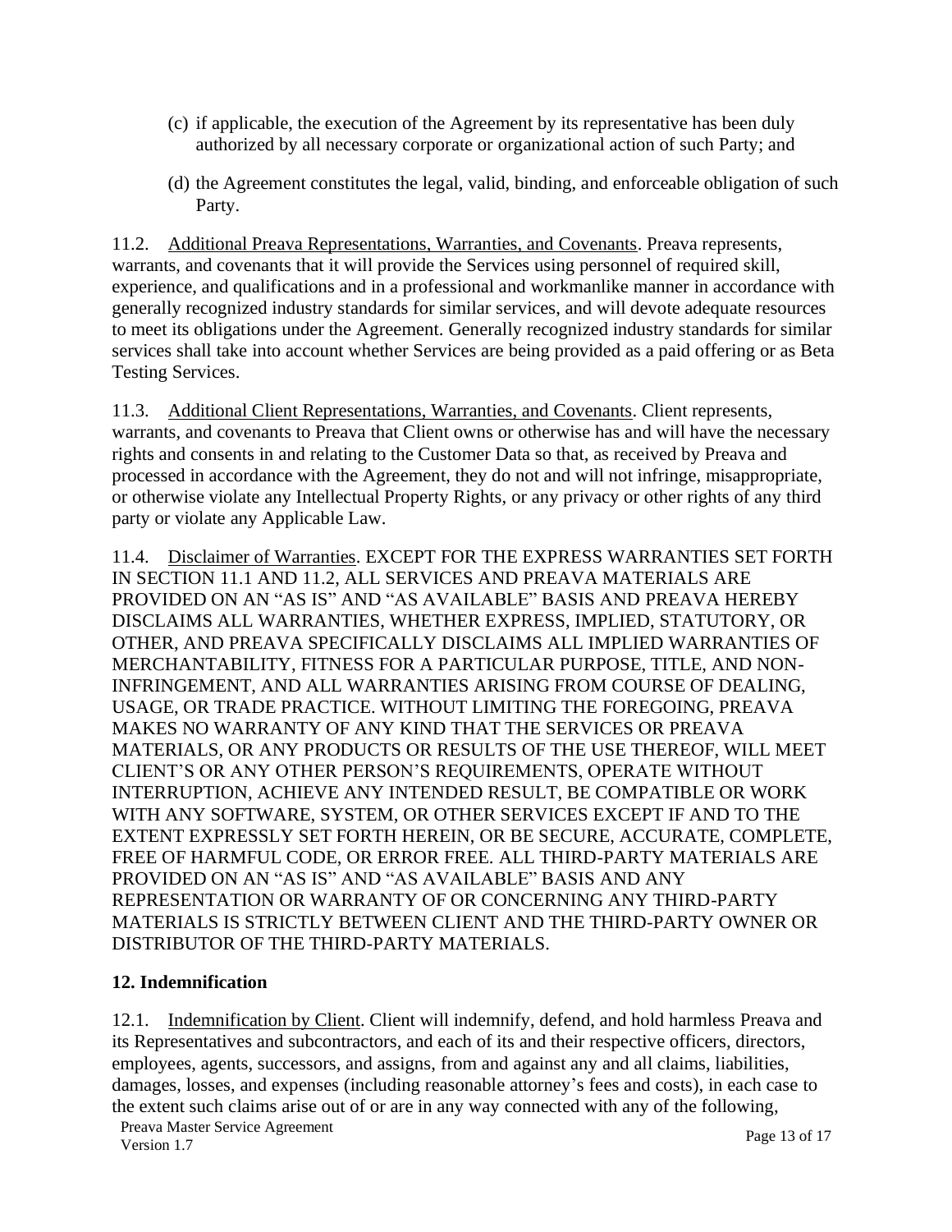(c) if applicable, the execution of the Agreement by its representative has been duly authorized by all necessary corporate or organizational action of such Party; and

(d) the Agreement constitutes the legal, valid, binding, and enforceable obligation of such Party.

11.2. Additional Preava Representations, Warranties, and Covenants. Preava represents, warrants, and covenants that it will provide the Services using personnel of required skill, experience, and qualifications and in a professional and workmanlike manner in accordance with generally recognized industry standards for similar services, and will devote adequate resources to meet its obligations under the Agreement. Generally recognized industry standards for similar services shall take into account whether Services are being provided as a paid offering or as Beta Testing Services.

11.3. Additional Client Representations, Warranties, and Covenants. Client represents, warrants, and covenants to Preava that Client owns or otherwise has and will have the necessary rights and consents in and relating to the Customer Data so that, as received by Preava and processed in accordance with the Agreement, they do not and will not infringe, misappropriate, or otherwise violate any Intellectual Property Rights, or any privacy or other rights of any third party or violate any Applicable Law.

11.4. Disclaimer of Warranties. EXCEPT FOR THE EXPRESS WARRANTIES SET FORTH IN SECTION 11.1 AND 11.2, ALL SERVICES AND PREAVA MATERIALS ARE PROVIDED ON AN "AS IS" AND "AS AVAILABLE" BASIS AND PREAVA HEREBY DISCLAIMS ALL WARRANTIES, WHETHER EXPRESS, IMPLIED, STATUTORY, OR OTHER, AND PREAVA SPECIFICALLY DISCLAIMS ALL IMPLIED WARRANTIES OF MERCHANTABILITY, FITNESS FOR A PARTICULAR PURPOSE, TITLE, AND NON-INFRINGEMENT, AND ALL WARRANTIES ARISING FROM COURSE OF DEALING, USAGE, OR TRADE PRACTICE. WITHOUT LIMITING THE FOREGOING, PREAVA MAKES NO WARRANTY OF ANY KIND THAT THE SERVICES OR PREAVA MATERIALS, OR ANY PRODUCTS OR RESULTS OF THE USE THEREOF, WILL MEET CLIENT'S OR ANY OTHER PERSON'S REQUIREMENTS, OPERATE WITHOUT INTERRUPTION, ACHIEVE ANY INTENDED RESULT, BE COMPATIBLE OR WORK WITH ANY SOFTWARE, SYSTEM, OR OTHER SERVICES EXCEPT IF AND TO THE EXTENT EXPRESSLY SET FORTH HEREIN, OR BE SECURE, ACCURATE, COMPLETE, FREE OF HARMFUL CODE, OR ERROR FREE. ALL THIRD-PARTY MATERIALS ARE PROVIDED ON AN "AS IS" AND "AS AVAILABLE" BASIS AND ANY REPRESENTATION OR WARRANTY OF OR CONCERNING ANY THIRD-PARTY MATERIALS IS STRICTLY BETWEEN CLIENT AND THE THIRD-PARTY OWNER OR DISTRIBUTOR OF THE THIRD-PARTY MATERIALS.

## 12. Indemnification

12.1. Indemnification by Client. Client will indemnify, defend, and hold harmless Preava and its Representatives and subcontractors, and each of its and their respective officers, directors, employees, agents, successors, and assigns, from and against any and all claims, liabilities, damages, losses, and expenses (including reasonable attorney's fees and costs), in each case to the extent such claims arise out of or are in any way connected with any of the following,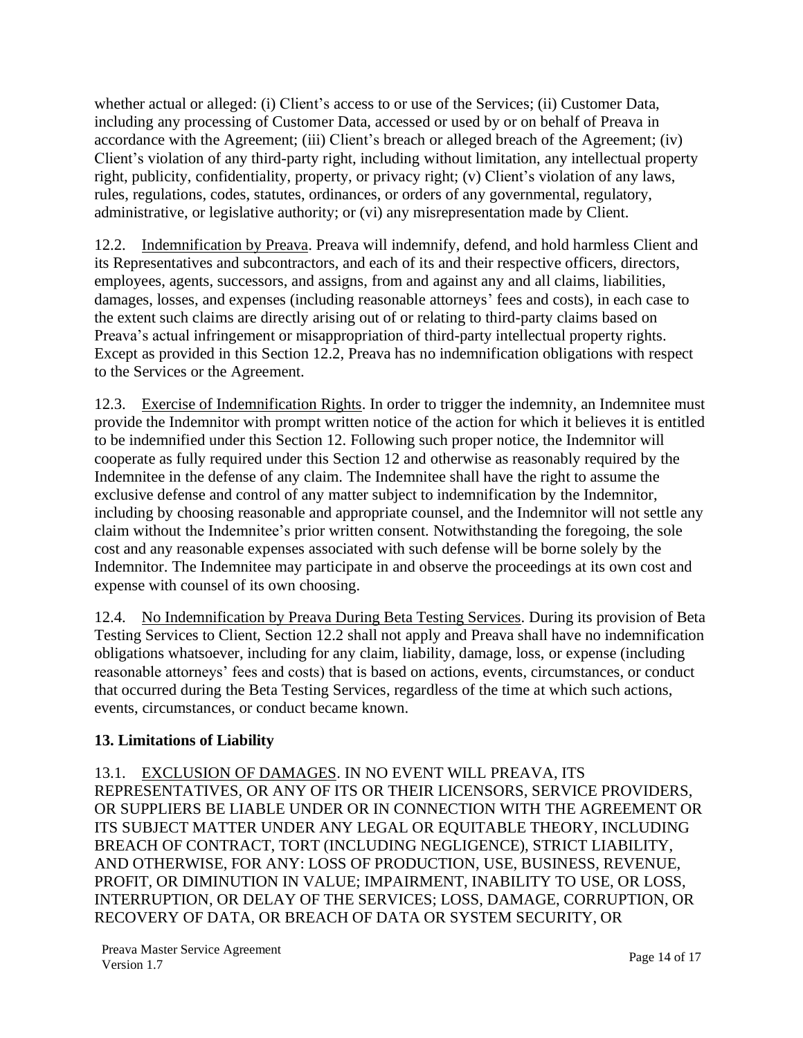whether actual or alleged: (i) Client's access to or use of the Services; (ii) Customer Data, including any processing of Customer Data, accessed or used by or on behalf of Preava in accordance with the Agreement; (iii) Client's breach or alleged breach of the Agreement; (iv) Client's violation of any third-party right, including without limitation, any intellectual property right, publicity, confidentiality, property, or privacy right; (v) Client's violation of any laws, rules, regulations, codes, statutes, ordinances, or orders of any governmental, regulatory, administrative, or legislative authority; or (vi) any misrepresentation made by Client.

12.2. Indemnification by Preava. Preava will indemnify, defend, and hold harmless Client and its Representatives and subcontractors, and each of its and their respective officers, directors, employees, agents, successors, and assigns, from and against any and all claims, liabilities, damages, losses, and expenses (including reasonable attorneys' fees and costs), in each case to the extent such claims are directly arising out of or relating to third-party claims based on Preava's actual infringement or misappropriation of third-party intellectual property rights. Except as provided in this Section 12.2, Preava has no indemnification obligations with respect to the Services or the Agreement.

12.3. Exercise of Indemnification Rights. In order to trigger the indemnity, an Indemnitee must provide the Indemnitor with prompt written notice of the action for which it believes it is entitled to be indemnified under this Section 12. Following such proper notice, the Indemnitor will cooperate as fully required under this Section 12 and otherwise as reasonably required by the Indemnitee in the defense of any claim. The Indemnitee shall have the right to assume the exclusive defense and control of any matter subject to indemnification by the Indemnitor, including by choosing reasonable and appropriate counsel, and the Indemnitor will not settle any claim without the Indemnitee's prior written consent. Notwithstanding the foregoing, the sole cost and any reasonable expenses associated with such defense will be borne solely by the Indemnitor. The Indemnitee may participate in and observe the proceedings at its own cost and expense with counsel of its own choosing.

12.4. No Indemnification by Preava During Beta Testing Services. During its provision of Beta Testing Services to Client, Section 12.2 shall not apply and Preava shall have no indemnification obligations whatsoever, including for any claim, liability, damage, loss, or expense (including reasonable attorneys' fees and costs) that is based on actions, events, circumstances, or conduct that occurred during the Beta Testing Services, regardless of the time at which such actions, events, circumstances, or conduct became known.

## 13. Limitations of Liability

13.1. EXCLUSION OF DAMAGES. IN NO EVENT WILL PREAVA, ITS REPRESENTATIVES, OR ANY OF ITS OR THEIR LICENSORS, SERVICE PROVIDERS, OR SUPPLIERS BE LIABLE UNDER OR IN CONNECTION WITH THE AGREEMENT OR ITS SUBJECT MATTER UNDER ANY LEGAL OR EQUITABLE THEORY, INCLUDING BREACH OF CONTRACT, TORT (INCLUDING NEGLIGENCE), STRICT LIABILITY, AND OTHERWISE, FOR ANY: LOSS OF PRODUCTION, USE, BUSINESS, REVENUE, PROFIT, OR DIMINUTION IN VALUE; IMPAIRMENT, INABILITY TO USE, OR LOSS, INTERRUPTION, OR DELAY OF THE SERVICES; LOSS, DAMAGE, CORRUPTION, OR RECOVERY OF DATA, OR BREACH OF DATA OR SYSTEM SECURITY, OR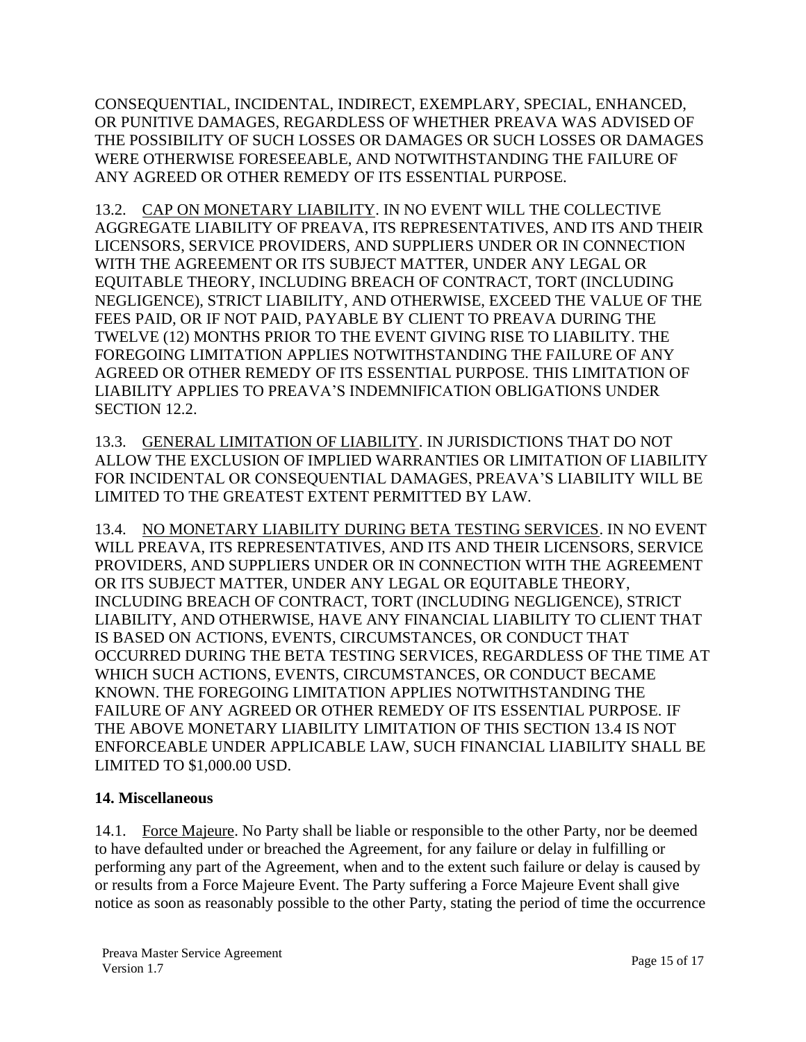CONSEQUENTIAL, INCIDENTAL, INDIRECT, EXEMPLARY, SPECIAL, ENHANCED, OR PUNITIVE DAMAGES, REGARDLESS OF WHETHER PREAVA WAS ADVISED OF THE POSSIBILITY OF SUCH LOSSES OR DAMAGES OR SUCH LOSSES OR DAMAGES WERE OTHERWISE FORESEEABLE, AND NOTWITHSTANDING THE FAILURE OF ANY AGREED OR OTHER REMEDY OF ITS ESSENTIAL PURPOSE.

13.2. <u>CAP ON MONETARY LIABILITY</u>. IN NO EVENT WILL THE COLLECTIVE AGGREGATE LIABILITY OF PREAVA, ITS REPRESENTATIVES, AND ITS AND THEIR LICENSORS, SERVICE PROVIDERS, AND SUPPLIERS UNDER OR IN CONNECTION WITH THE AGREEMENT OR ITS SUBJECT MATTER, UNDER ANY LEGAL OR EQUITABLE THEORY, INCLUDING BREACH OF CONTRACT, TORT (INCLUDING NEGLIGENCE), STRICT LIABILITY, AND OTHERWISE, EXCEED THE VALUE OF THE FEES PAID, OR IF NOT PAID, PAYABLE BY CLIENT TO PREAVA DURING THE TWELVE (12) MONTHS PRIOR TO THE EVENT GIVING RISE TO LIABILITY. THE FOREGOING LIMITATION APPLIES NOTWITHSTANDING THE FAILURE OF ANY AGREED OR OTHER REMEDY OF ITS ESSENTIAL PURPOSE. THIS LIMITATION OF LIABILITY APPLIES TO PREAVA'S INDEMNIFICATION OBLIGATIONS UNDER SECTION 12.2.

13.3. <u>GENERAL LIMITATION OF LIABILITY</u>. IN JURISDICTIONS THAT DO NOT ALLOW THE EXCLUSION OF IMPLIED WARRANTIES OR LIMITATION OF LIABILITY FOR INCIDENTAL OR CONSEQUENTIAL DAMAGES, PREAVA'S LIABILITY WILL BE LIMITED TO THE GREATEST EXTENT PERMITTED BY LAW.

13.4. <u>NO MONETARY LIABILITY DURING BETA TESTING SERVICES</u>. IN NO EVENT WILL PREAVA, ITS REPRESENTATIVES, AND ITS AND THEIR LICENSORS, SERVICE PROVIDERS, AND SUPPLIERS UNDER OR IN CONNECTION WITH THE AGREEMENT OR ITS SUBJECT MATTER, UNDER ANY LEGAL OR EQUITABLE THEORY, INCLUDING BREACH OF CONTRACT, TORT (INCLUDING NEGLIGENCE), STRICT LIABILITY, AND OTHERWISE, HAVE ANY FINANCIAL LIABILITY TO CLIENT THAT IS BASED ON ACTIONS, EVENTS, CIRCUMSTANCES, OR CONDUCT THAT OCCURRED DURING THE BETA TESTING SERVICES, REGARDLESS OF THE TIME AT WHICH SUCH ACTIONS, EVENTS, CIRCUMSTANCES, OR CONDUCT BECAME KNOWN. THE FOREGOING LIMITATION APPLIES NOTWITHSTANDING THE FAILURE OF ANY AGREED OR OTHER REMEDY OF ITS ESSENTIAL PURPOSE. IF THE ABOVE MONETARY LIABILITY LIMITATION OF THIS SECTION 13.4 IS NOT ENFORCEABLE UNDER APPLICABLE LAW, SUCH FINANCIAL LIABILITY SHALL BE LIMITED TO $1,000.00 USD.

## 14. Miscellaneous

14.1. <u>Force Majeure</u>. No Party shall be liable or responsible to the other Party, nor be deemed to have defaulted under or breached the Agreement, for any failure or delay in fulfilling or performing any part of the Agreement, when and to the extent such failure or delay is caused by or results from a Force Majeure Event. The Party suffering a Force Majeure Event shall give notice as soon as reasonably possible to the other Party, stating the period of time the occurrence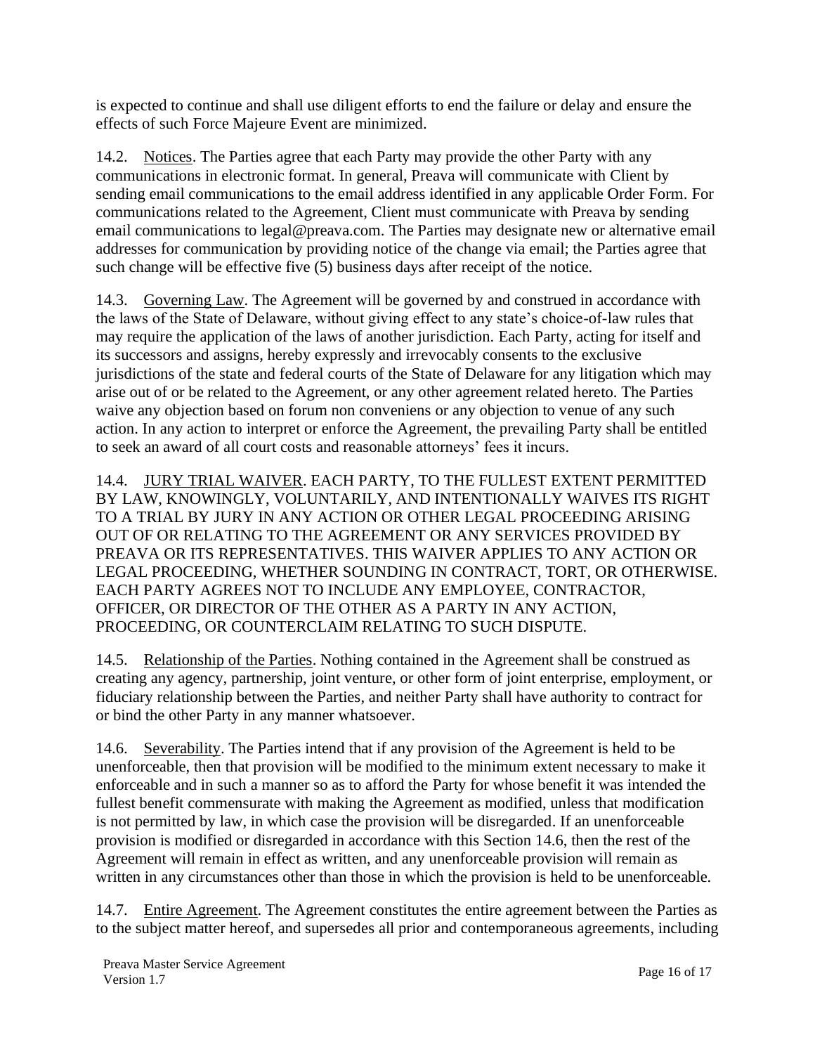is expected to continue and shall use diligent efforts to end the failure or delay and ensure the effects of such Force Majeure Event are minimized.

14.2. Notices. The Parties agree that each Party may provide the other Party with any communications in electronic format. In general, Preava will communicate with Client by sending email communications to the email address identified in any applicable Order Form. For communications related to the Agreement, Client must communicate with Preava by sending email communications to legal@preava.com. The Parties may designate new or alternative email addresses for communication by providing notice of the change via email; the Parties agree that such change will be effective five (5) business days after receipt of the notice.

14.3. Governing Law. The Agreement will be governed by and construed in accordance with the laws of the State of Delaware, without giving effect to any state's choice-of-law rules that may require the application of the laws of another jurisdiction. Each Party, acting for itself and its successors and assigns, hereby expressly and irrevocably consents to the exclusive jurisdictions of the state and federal courts of the State of Delaware for any litigation which may arise out of or be related to the Agreement, or any other agreement related hereto. The Parties waive any objection based on forum non conveniens or any objection to venue of any such action. In any action to interpret or enforce the Agreement, the prevailing Party shall be entitled to seek an award of all court costs and reasonable attorneys' fees it incurs.

14.4. JURY TRIAL WAIVER. EACH PARTY, TO THE FULLEST EXTENT PERMITTED BY LAW, KNOWINGLY, VOLUNTARILY, AND INTENTIONALLY WAIVES ITS RIGHT TO A TRIAL BY JURY IN ANY ACTION OR OTHER LEGAL PROCEEDING ARISING OUT OF OR RELATING TO THE AGREEMENT OR ANY SERVICES PROVIDED BY PREAVA OR ITS REPRESENTATIVES. THIS WAIVER APPLIES TO ANY ACTION OR LEGAL PROCEEDING, WHETHER SOUNDING IN CONTRACT, TORT, OR OTHERWISE. EACH PARTY AGREES NOT TO INCLUDE ANY EMPLOYEE, CONTRACTOR, OFFICER, OR DIRECTOR OF THE OTHER AS A PARTY IN ANY ACTION, PROCEEDING, OR COUNTERCLAIM RELATING TO SUCH DISPUTE.

14.5. Relationship of the Parties. Nothing contained in the Agreement shall be construed as creating any agency, partnership, joint venture, or other form of joint enterprise, employment, or fiduciary relationship between the Parties, and neither Party shall have authority to contract for or bind the other Party in any manner whatsoever.

14.6. Severability. The Parties intend that if any provision of the Agreement is held to be unenforceable, then that provision will be modified to the minimum extent necessary to make it enforceable and in such a manner so as to afford the Party for whose benefit it was intended the fullest benefit commensurate with making the Agreement as modified, unless that modification is not permitted by law, in which case the provision will be disregarded. If an unenforceable provision is modified or disregarded in accordance with this Section 14.6, then the rest of the Agreement will remain in effect as written, and any unenforceable provision will remain as written in any circumstances other than those in which the provision is held to be unenforceable.

14.7. Entire Agreement. The Agreement constitutes the entire agreement between the Parties as to the subject matter hereof, and supersedes all prior and contemporaneous agreements, including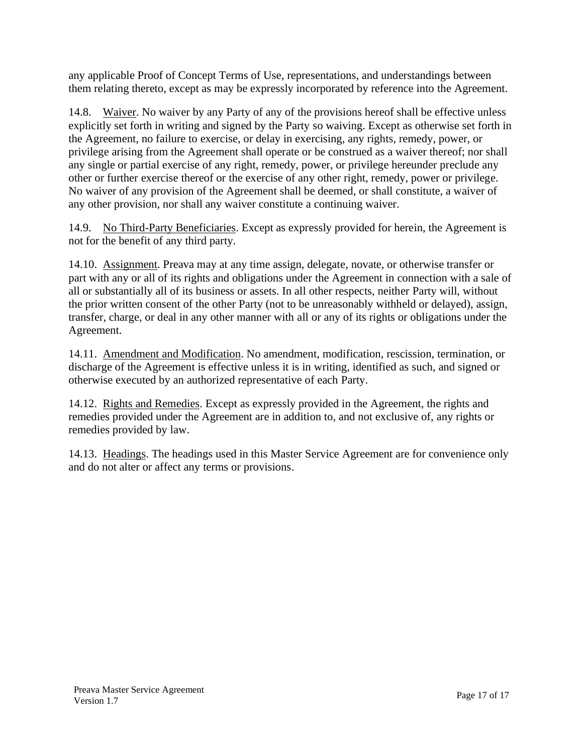any applicable Proof of Concept Terms of Use, representations, and understandings between them relating thereto, except as may be expressly incorporated by reference into the Agreement.

14.8. Waiver. No waiver by any Party of any of the provisions hereof shall be effective unless explicitly set forth in writing and signed by the Party so waiving. Except as otherwise set forth in the Agreement, no failure to exercise, or delay in exercising, any rights, remedy, power, or privilege arising from the Agreement shall operate or be construed as a waiver thereof; nor shall any single or partial exercise of any right, remedy, power, or privilege hereunder preclude any other or further exercise thereof or the exercise of any other right, remedy, power or privilege. No waiver of any provision of the Agreement shall be deemed, or shall constitute, a waiver of any other provision, nor shall any waiver constitute a continuing waiver.

14.9. No Third-Party Beneficiaries. Except as expressly provided for herein, the Agreement is not for the benefit of any third party.

14.10. Assignment. Preava may at any time assign, delegate, novate, or otherwise transfer or part with any or all of its rights and obligations under the Agreement in connection with a sale of all or substantially all of its business or assets. In all other respects, neither Party will, without the prior written consent of the other Party (not to be unreasonably withheld or delayed), assign, transfer, charge, or deal in any other manner with all or any of its rights or obligations under the Agreement.

14.11. Amendment and Modification. No amendment, modification, rescission, termination, or discharge of the Agreement is effective unless it is in writing, identified as such, and signed or otherwise executed by an authorized representative of each Party.

14.12. Rights and Remedies. Except as expressly provided in the Agreement, the rights and remedies provided under the Agreement are in addition to, and not exclusive of, any rights or remedies provided by law.

14.13. Headings. The headings used in this Master Service Agreement are for convenience only and do not alter or affect any terms or provisions.